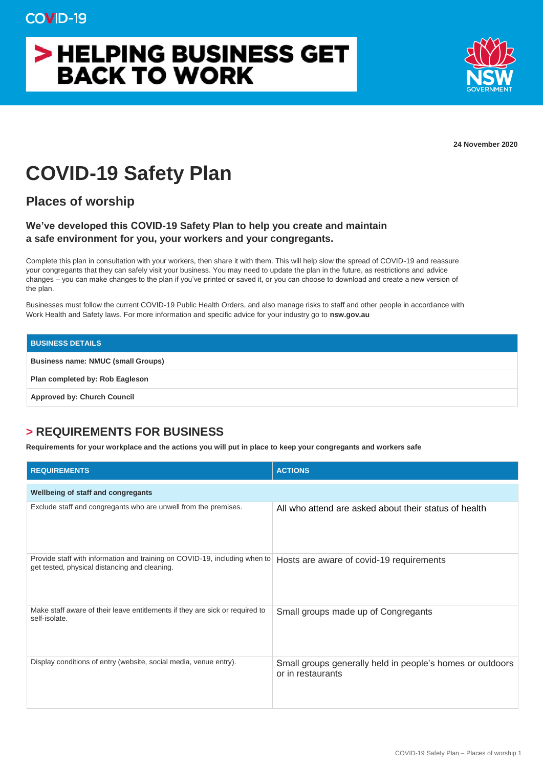COVID-19

# > HELPING BUSINESS GET BACK TO WORK

NSW GOVERNMENT

**24 November 2020**

# COVID-19 Safety Plan

## Places of worship

### We've developed this COVID-19 Safety Plan to help you create and maintain a safe environment for you, your workers and your congregants.

Complete this plan in consultation with your workers, then share it with them. This will help slow the spread of COVID-19 and reassure your congregants that they can safely visit your business. You may need to update the plan in the future, as restrictions and advice changes – you can make changes to the plan if you've printed or saved it, or you can choose to download and create a new version of the plan.

Businesses must follow the current COVID-19 Public Health Orders, and also manage risks to staff and other people in accordance with Work Health and Safety laws. For more information and specific advice for your industry go to **nsw.gov.au**

| BUSINESS DETAILS |
|---|
| **Business name: NMUC (small Groups)** |
| **Plan completed by: Rob Eagleson** |
| **Approved by: Church Council** |

## > REQUIREMENTS FOR BUSINESS

**Requirements for your workplace and the actions you will put in place to keep your congregants and workers safe**

| REQUIREMENTS | ACTIONS |
|---|---|
| **Wellbeing of staff and congregants** | |
| Exclude staff and congregants who are unwell from the premises. | All who attend are asked about their status of health |
| Provide staff with information and training on COVID-19, including when to get tested, physical distancing and cleaning. | Hosts are aware of covid-19 requirements |
| Make staff aware of their leave entitlements if they are sick or required to self-isolate. | Small groups made up of Congregants |
| Display conditions of entry (website, social media, venue entry). | Small groups generally held in people's homes or outdoors or in restaurants |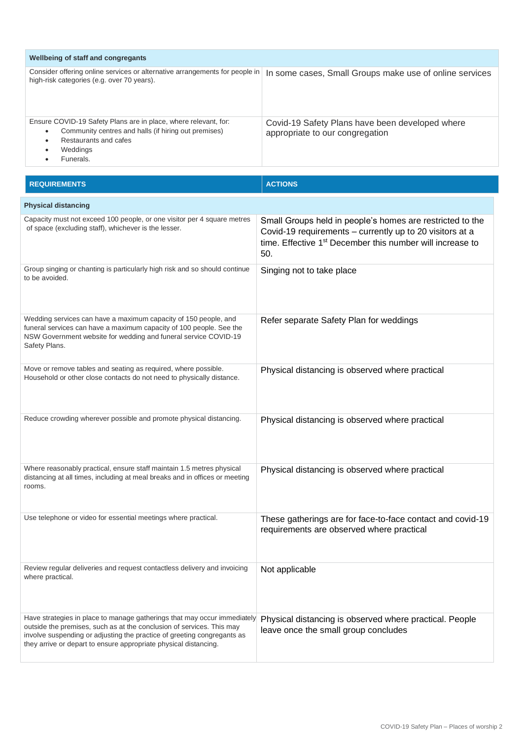| Wellbeing of staff and congregants | |
|---|---|
| Consider offering online services or alternative arrangements for people in high-risk categories (e.g. over 70 years). | In some cases, Small Groups make use of online services |
| Ensure COVID-19 Safety Plans are in place, where relevant, for:<br>• Community centres and halls (if hiring out premises)<br>• Restaurants and cafes<br>• Weddings<br>• Funerals. | Covid-19 Safety Plans have been developed where appropriate to our congregation |

| REQUIREMENTS | ACTIONS |
|---|---|
| **Physical distancing** | |
| Capacity must not exceed 100 people, or one visitor per 4 square metres of space (excluding staff), whichever is the lesser. | Small Groups held in people's homes are restricted to the Covid-19 requirements – currently up to 20 visitors at a time. Effective 1st December this number will increase to 50. |
| Group singing or chanting is particularly high risk and so should continue to be avoided. | Singing not to take place |
| Wedding services can have a maximum capacity of 150 people, and funeral services can have a maximum capacity of 100 people. See the NSW Government website for wedding and funeral service COVID-19 Safety Plans. | Refer separate Safety Plan for weddings |
| Move or remove tables and seating as required, where possible. Household or other close contacts do not need to physically distance. | Physical distancing is observed where practical |
| Reduce crowding wherever possible and promote physical distancing. | Physical distancing is observed where practical |
| Where reasonably practical, ensure staff maintain 1.5 metres physical distancing at all times, including at meal breaks and in offices or meeting rooms. | Physical distancing is observed where practical |
| Use telephone or video for essential meetings where practical. | These gatherings are for face-to-face contact and covid-19 requirements are observed where practical |
| Review regular deliveries and request contactless delivery and invoicing where practical. | Not applicable |
| Have strategies in place to manage gatherings that may occur immediately outside the premises, such as at the conclusion of services. This may involve suspending or adjusting the practice of greeting congregants as they arrive or depart to ensure appropriate physical distancing. | Physical distancing is observed where practical. People leave once the small group concludes |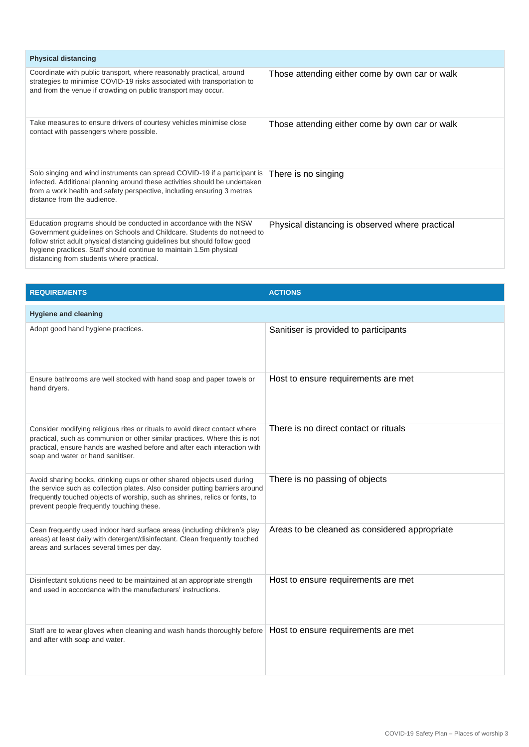| Physical distancing | |
|---|---|
| Coordinate with public transport, where reasonably practical, around strategies to minimise COVID-19 risks associated with transportation to and from the venue if crowding on public transport may occur. | Those attending either come by own car or walk |
| Take measures to ensure drivers of courtesy vehicles minimise close contact with passengers where possible. | Those attending either come by own car or walk |
| Solo singing and wind instruments can spread COVID-19 if a participant is infected. Additional planning around these activities should be undertaken from a work health and safety perspective, including ensuring 3 metres distance from the audience. | There is no singing |
| Education programs should be conducted in accordance with the NSW Government guidelines on Schools and Childcare. Students do not need to follow strict adult physical distancing guidelines but should follow good hygiene practices. Staff should continue to maintain 1.5m physical distancing from students where practical. | Physical distancing is observed where practical |

| REQUIREMENTS | ACTIONS |
|---|---|
| **Hygiene and cleaning** | |
| Adopt good hand hygiene practices. | Sanitiser is provided to participants |
| Ensure bathrooms are well stocked with hand soap and paper towels or hand dryers. | Host to ensure requirements are met |
| Consider modifying religious rites or rituals to avoid direct contact where practical, such as communion or other similar practices. Where this is not practical, ensure hands are washed before and after each interaction with soap and water or hand sanitiser. | There is no direct contact or rituals |
| Avoid sharing books, drinking cups or other shared objects used during the service such as collection plates. Also consider putting barriers around frequently touched objects of worship, such as shrines, relics or fonts, to prevent people frequently touching these. | There is no passing of objects |
| Cean frequently used indoor hard surface areas (including children's play areas) at least daily with detergent/disinfectant. Clean frequently touched areas and surfaces several times per day. | Areas to be cleaned as considered appropriate |
| Disinfectant solutions need to be maintained at an appropriate strength and used in accordance with the manufacturers' instructions. | Host to ensure requirements are met |
| Staff are to wear gloves when cleaning and wash hands thoroughly before and after with soap and water. | Host to ensure requirements are met |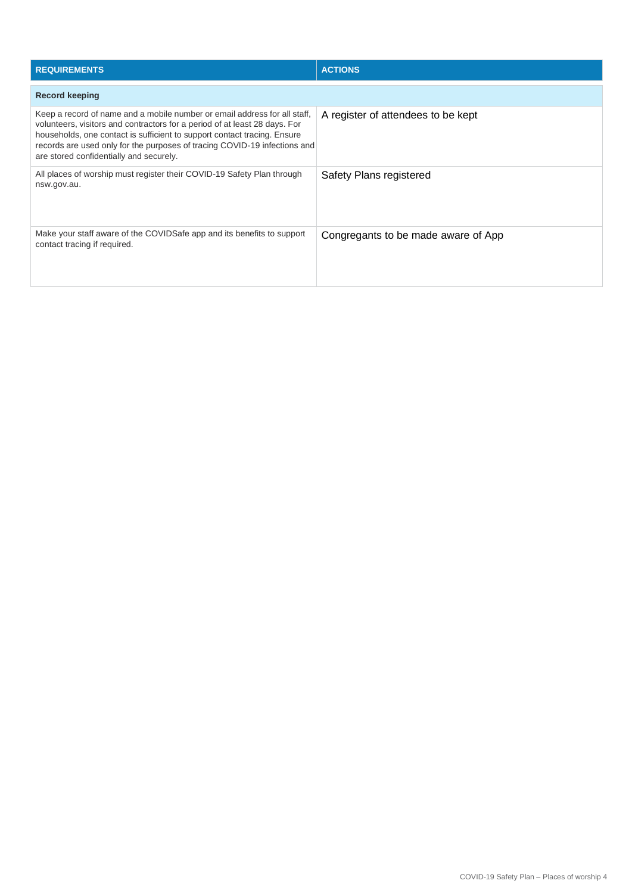| REQUIREMENTS | ACTIONS |
| --- | --- |
| **Record keeping** | |
| Keep a record of name and a mobile number or email address for all staff, volunteers, visitors and contractors for a period of at least 28 days. For households, one contact is sufficient to support contact tracing. Ensure records are used only for the purposes of tracing COVID-19 infections and are stored confidentially and securely. | A register of attendees to be kept |
| All places of worship must register their COVID-19 Safety Plan through nsw.gov.au. | Safety Plans registered |
| Make your staff aware of the COVIDSafe app and its benefits to support contact tracing if required. | Congregants to be made aware of App |